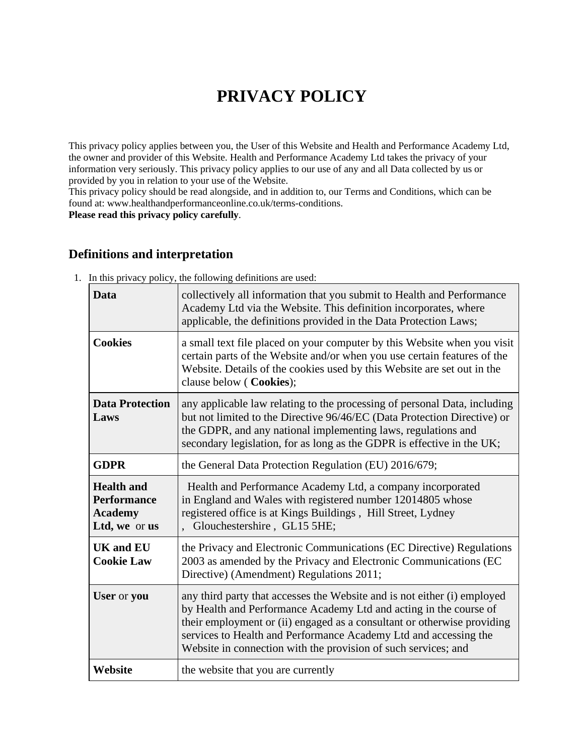# PRIVACY POLICY

This privacy policy applies between you, the User of this Website and Health and Performance Academy Ltd, the owner and provider of this Website. Health and Performance Academy Ltd takes the privacy of your information very seriously. This privacy policy applies to our use of any and all Data collected by us or provided by you in relation to your use of the Website.

This privacy policy should be read alongside, and in addition to, our Terms and Conditions, which can be found at: www.healthandperformanceonline.co.uk/terms-conditions.

**Please read this privacy policy carefully**.

## Definitions and interpretation

1. In this privacy policy, the following definitions are used:

| | |
|---|---|
| **Data** | collectively all information that you submit to Health and Performance Academy Ltd via the Website. This definition incorporates, where applicable, the definitions provided in the Data Protection Laws; |
| **Cookies** | a small text file placed on your computer by this Website when you visit certain parts of the Website and/or when you use certain features of the Website. Details of the cookies used by this Website are set out in the clause below ( **Cookies**); |
| **Data Protection Laws** | any applicable law relating to the processing of personal Data, including but not limited to the Directive 96/46/EC (Data Protection Directive) or the GDPR, and any national implementing laws, regulations and secondary legislation, for as long as the GDPR is effective in the UK; |
| **GDPR** | the General Data Protection Regulation (EU) 2016/679; |
| **Health and Performance Academy Ltd, we** or **us** | Health and Performance Academy Ltd, a company incorporated in England and Wales with registered number 12014805 whose registered office is at Kings Buildings , Hill Street, Lydney , Glouchestershire , GL15 5HE; |
| **UK and EU Cookie Law** | the Privacy and Electronic Communications (EC Directive) Regulations 2003 as amended by the Privacy and Electronic Communications (EC Directive) (Amendment) Regulations 2011; |
| **User** or **you** | any third party that accesses the Website and is not either (i) employed by Health and Performance Academy Ltd and acting in the course of their employment or (ii) engaged as a consultant or otherwise providing services to Health and Performance Academy Ltd and accessing the Website in connection with the provision of such services; and |
| **Website** | the website that you are currently |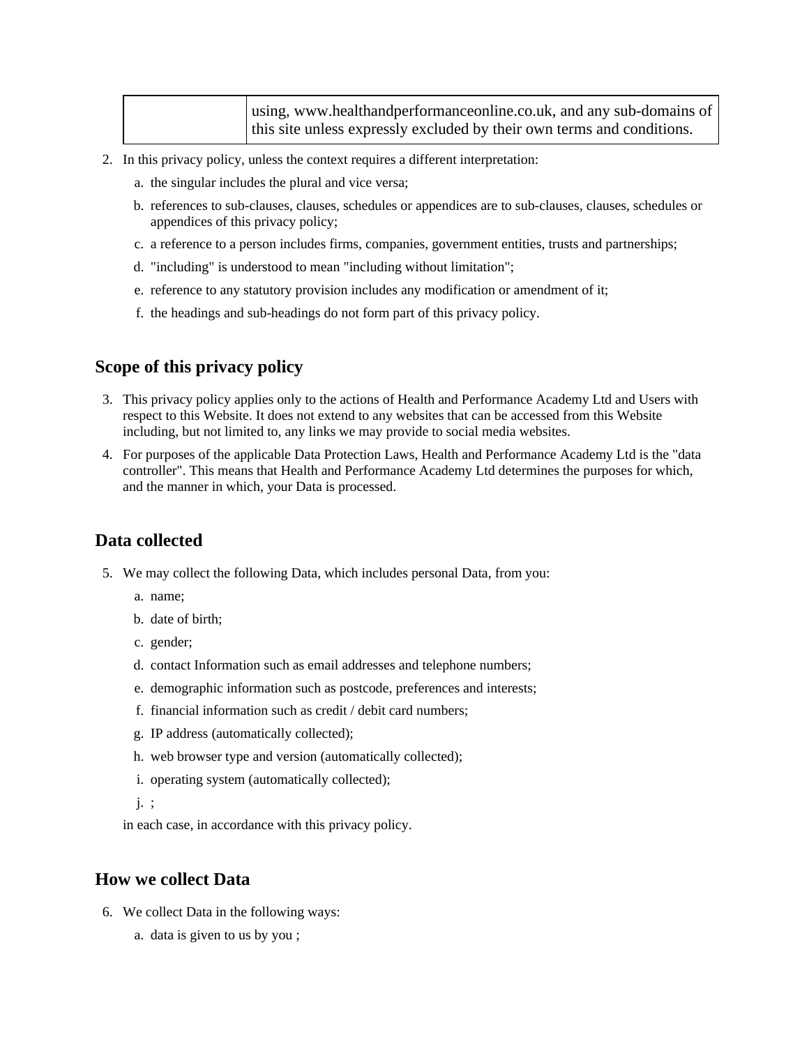|  | using, www.healthandperformanceonline.co.uk, and any sub-domains of this site unless expressly excluded by their own terms and conditions. |
|---|---|

2. In this privacy policy, unless the context requires a different interpretation:
    a. the singular includes the plural and vice versa;
    b. references to sub-clauses, clauses, schedules or appendices are to sub-clauses, clauses, schedules or appendices of this privacy policy;
    c. a reference to a person includes firms, companies, government entities, trusts and partnerships;
    d. "including" is understood to mean "including without limitation";
    e. reference to any statutory provision includes any modification or amendment of it;
    f. the headings and sub-headings do not form part of this privacy policy.

## Scope of this privacy policy

3. This privacy policy applies only to the actions of Health and Performance Academy Ltd and Users with respect to this Website. It does not extend to any websites that can be accessed from this Website including, but not limited to, any links we may provide to social media websites.
4. For purposes of the applicable Data Protection Laws, Health and Performance Academy Ltd is the "data controller". This means that Health and Performance Academy Ltd determines the purposes for which, and the manner in which, your Data is processed.

## Data collected

5. We may collect the following Data, which includes personal Data, from you:
    a. name;
    b. date of birth;
    c. gender;
    d. contact Information such as email addresses and telephone numbers;
    e. demographic information such as postcode, preferences and interests;
    f. financial information such as credit / debit card numbers;
    g. IP address (automatically collected);
    h. web browser type and version (automatically collected);
    i. operating system (automatically collected);
    j. ;

    in each case, in accordance with this privacy policy.

## How we collect Data

6. We collect Data in the following ways:
    a. data is given to us by you ;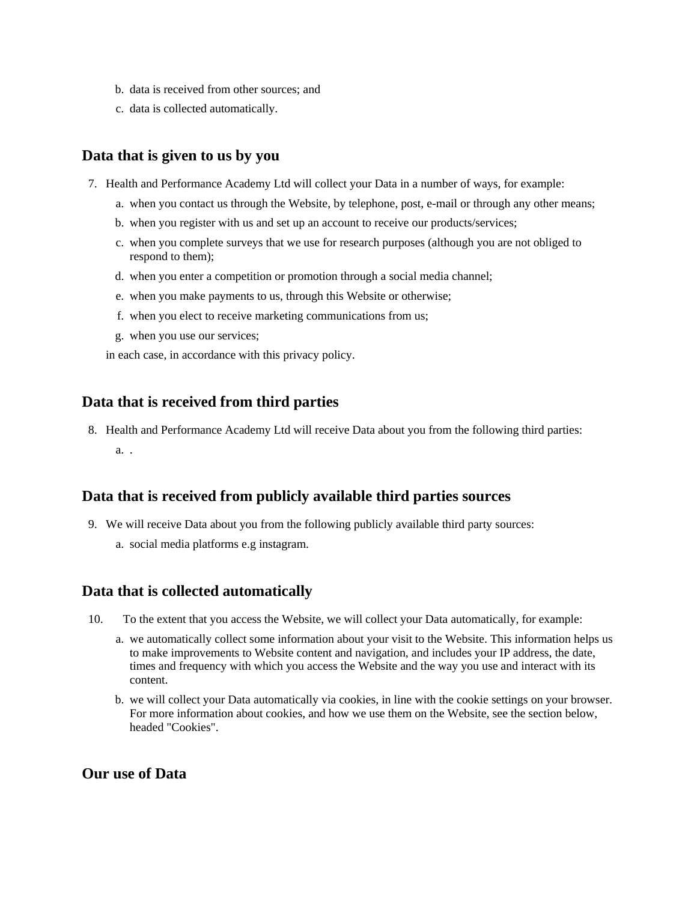b. data is received from other sources; and
c. data is collected automatically.

## Data that is given to us by you

7. Health and Performance Academy Ltd will collect your Data in a number of ways, for example:
   a. when you contact us through the Website, by telephone, post, e-mail or through any other means;
   b. when you register with us and set up an account to receive our products/services;
   c. when you complete surveys that we use for research purposes (although you are not obliged to respond to them);
   d. when you enter a competition or promotion through a social media channel;
   e. when you make payments to us, through this Website or otherwise;
   f. when you elect to receive marketing communications from us;
   g. when you use our services;

   in each case, in accordance with this privacy policy.

## Data that is received from third parties

8. Health and Performance Academy Ltd will receive Data about you from the following third parties:
   a. .

## Data that is received from publicly available third parties sources

9. We will receive Data about you from the following publicly available third party sources:
   a. social media platforms e.g instagram.

## Data that is collected automatically

10. To the extent that you access the Website, we will collect your Data automatically, for example:
    a. we automatically collect some information about your visit to the Website. This information helps us to make improvements to Website content and navigation, and includes your IP address, the date, times and frequency with which you access the Website and the way you use and interact with its content.
    b. we will collect your Data automatically via cookies, in line with the cookie settings on your browser. For more information about cookies, and how we use them on the Website, see the section below, headed "Cookies".

## Our use of Data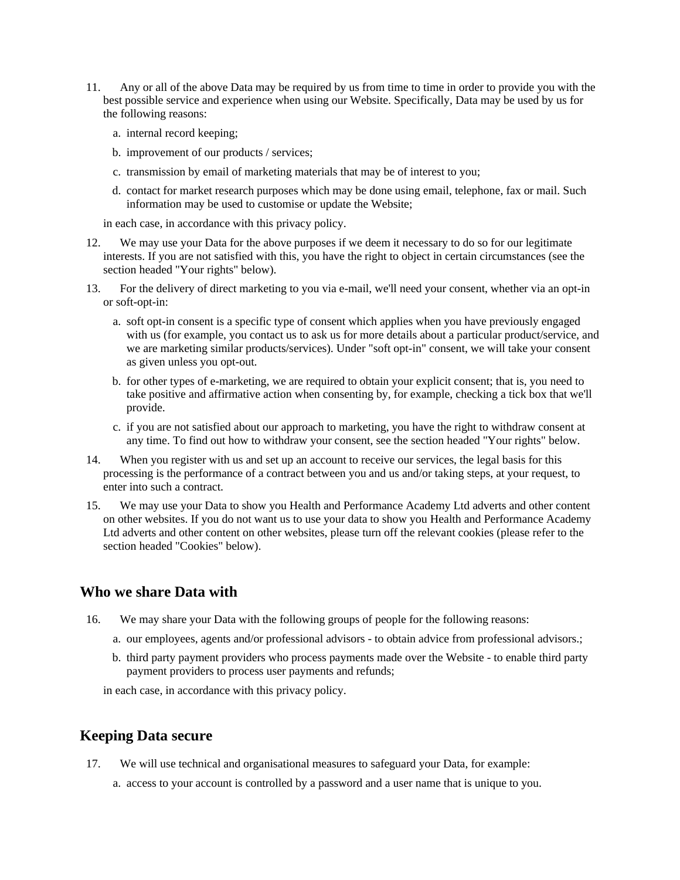11. Any or all of the above Data may be required by us from time to time in order to provide you with the best possible service and experience when using our Website. Specifically, Data may be used by us for the following reasons:

    a. internal record keeping;

    b. improvement of our products / services;

    c. transmission by email of marketing materials that may be of interest to you;

    d. contact for market research purposes which may be done using email, telephone, fax or mail. Such information may be used to customise or update the Website;

    in each case, in accordance with this privacy policy.

12. We may use your Data for the above purposes if we deem it necessary to do so for our legitimate interests. If you are not satisfied with this, you have the right to object in certain circumstances (see the section headed "Your rights" below).

13. For the delivery of direct marketing to you via e-mail, we'll need your consent, whether via an opt-in or soft-opt-in:

    a. soft opt-in consent is a specific type of consent which applies when you have previously engaged with us (for example, you contact us to ask us for more details about a particular product/service, and we are marketing similar products/services). Under "soft opt-in" consent, we will take your consent as given unless you opt-out.

    b. for other types of e-marketing, we are required to obtain your explicit consent; that is, you need to take positive and affirmative action when consenting by, for example, checking a tick box that we'll provide.

    c. if you are not satisfied about our approach to marketing, you have the right to withdraw consent at any time. To find out how to withdraw your consent, see the section headed "Your rights" below.

14. When you register with us and set up an account to receive our services, the legal basis for this processing is the performance of a contract between you and us and/or taking steps, at your request, to enter into such a contract.

15. We may use your Data to show you Health and Performance Academy Ltd adverts and other content on other websites. If you do not want us to use your data to show you Health and Performance Academy Ltd adverts and other content on other websites, please turn off the relevant cookies (please refer to the section headed "Cookies" below).

## Who we share Data with

16. We may share your Data with the following groups of people for the following reasons:

    a. our employees, agents and/or professional advisors - to obtain advice from professional advisors.;

    b. third party payment providers who process payments made over the Website - to enable third party payment providers to process user payments and refunds;

    in each case, in accordance with this privacy policy.

## Keeping Data secure

17. We will use technical and organisational measures to safeguard your Data, for example:

    a. access to your account is controlled by a password and a user name that is unique to you.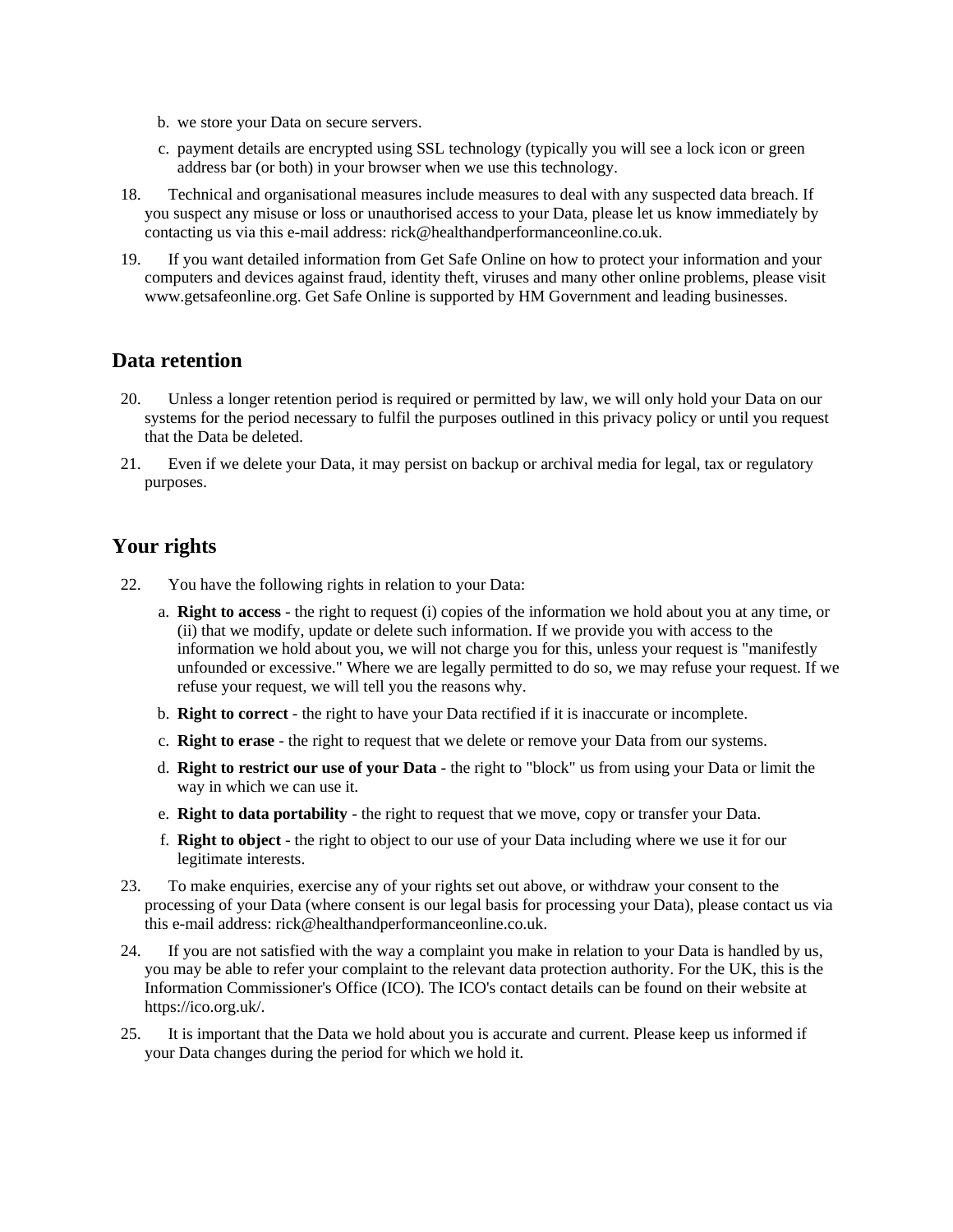b. we store your Data on secure servers.

c. payment details are encrypted using SSL technology (typically you will see a lock icon or green address bar (or both) in your browser when we use this technology.

18. Technical and organisational measures include measures to deal with any suspected data breach. If you suspect any misuse or loss or unauthorised access to your Data, please let us know immediately by contacting us via this e-mail address: rick@healthandperformanceonline.co.uk.

19. If you want detailed information from Get Safe Online on how to protect your information and your computers and devices against fraud, identity theft, viruses and many other online problems, please visit www.getsafeonline.org. Get Safe Online is supported by HM Government and leading businesses.

## Data retention

20. Unless a longer retention period is required or permitted by law, we will only hold your Data on our systems for the period necessary to fulfil the purposes outlined in this privacy policy or until you request that the Data be deleted.

21. Even if we delete your Data, it may persist on backup or archival media for legal, tax or regulatory purposes.

## Your rights

22. You have the following rights in relation to your Data:

    a. **Right to access** - the right to request (i) copies of the information we hold about you at any time, or (ii) that we modify, update or delete such information. If we provide you with access to the information we hold about you, we will not charge you for this, unless your request is "manifestly unfounded or excessive." Where we are legally permitted to do so, we may refuse your request. If we refuse your request, we will tell you the reasons why.

    b. **Right to correct** - the right to have your Data rectified if it is inaccurate or incomplete.

    c. **Right to erase** - the right to request that we delete or remove your Data from our systems.

    d. **Right to restrict our use of your Data** - the right to "block" us from using your Data or limit the way in which we can use it.

    e. **Right to data portability** - the right to request that we move, copy or transfer your Data.

    f. **Right to object** - the right to object to our use of your Data including where we use it for our legitimate interests.

23. To make enquiries, exercise any of your rights set out above, or withdraw your consent to the processing of your Data (where consent is our legal basis for processing your Data), please contact us via this e-mail address: rick@healthandperformanceonline.co.uk.

24. If you are not satisfied with the way a complaint you make in relation to your Data is handled by us, you may be able to refer your complaint to the relevant data protection authority. For the UK, this is the Information Commissioner's Office (ICO). The ICO's contact details can be found on their website at https://ico.org.uk/.

25. It is important that the Data we hold about you is accurate and current. Please keep us informed if your Data changes during the period for which we hold it.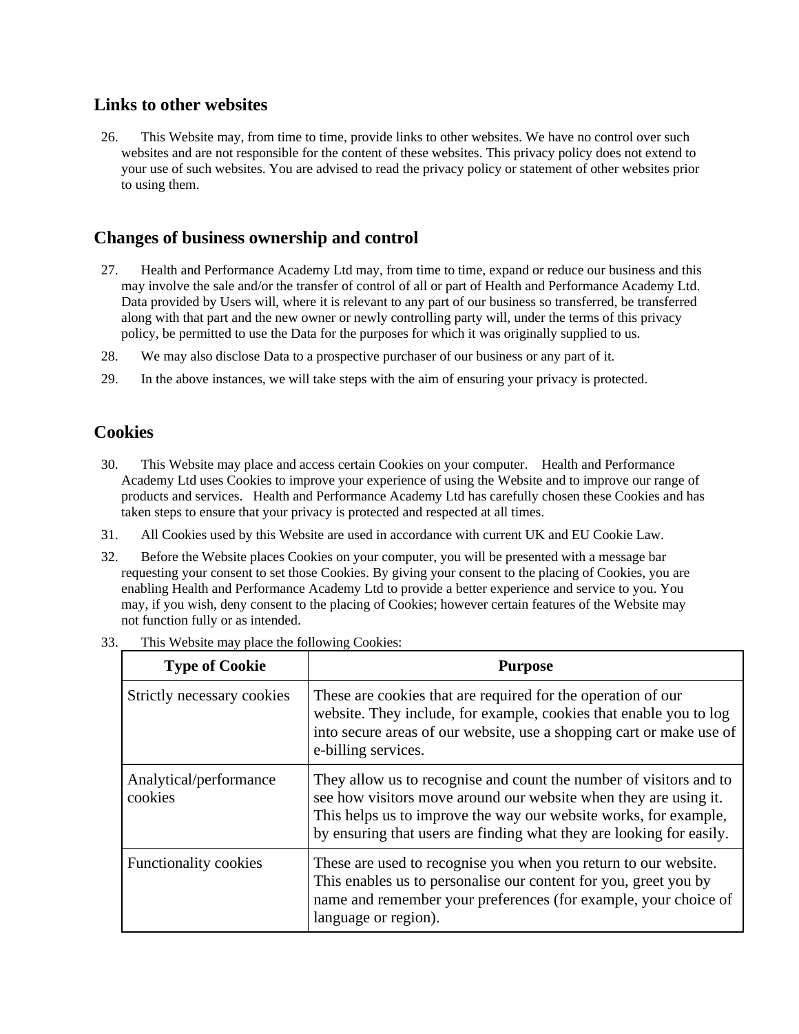## Links to other websites

26. This Website may, from time to time, provide links to other websites. We have no control over such websites and are not responsible for the content of these websites. This privacy policy does not extend to your use of such websites. You are advised to read the privacy policy or statement of other websites prior to using them.

## Changes of business ownership and control

27. Health and Performance Academy Ltd may, from time to time, expand or reduce our business and this may involve the sale and/or the transfer of control of all or part of Health and Performance Academy Ltd. Data provided by Users will, where it is relevant to any part of our business so transferred, be transferred along with that part and the new owner or newly controlling party will, under the terms of this privacy policy, be permitted to use the Data for the purposes for which it was originally supplied to us.

28. We may also disclose Data to a prospective purchaser of our business or any part of it.

29. In the above instances, we will take steps with the aim of ensuring your privacy is protected.

## Cookies

30. This Website may place and access certain Cookies on your computer. Health and Performance Academy Ltd uses Cookies to improve your experience of using the Website and to improve our range of products and services. Health and Performance Academy Ltd has carefully chosen these Cookies and has taken steps to ensure that your privacy is protected and respected at all times.

31. All Cookies used by this Website are used in accordance with current UK and EU Cookie Law.

32. Before the Website places Cookies on your computer, you will be presented with a message bar requesting your consent to set those Cookies. By giving your consent to the placing of Cookies, you are enabling Health and Performance Academy Ltd to provide a better experience and service to you. You may, if you wish, deny consent to the placing of Cookies; however certain features of the Website may not function fully or as intended.

33. This Website may place the following Cookies:

| Type of Cookie | Purpose |
|---|---|
| Strictly necessary cookies | These are cookies that are required for the operation of our website. They include, for example, cookies that enable you to log into secure areas of our website, use a shopping cart or make use of e-billing services. |
| Analytical/performance cookies | They allow us to recognise and count the number of visitors and to see how visitors move around our website when they are using it. This helps us to improve the way our website works, for example, by ensuring that users are finding what they are looking for easily. |
| Functionality cookies | These are used to recognise you when you return to our website. This enables us to personalise our content for you, greet you by name and remember your preferences (for example, your choice of language or region). |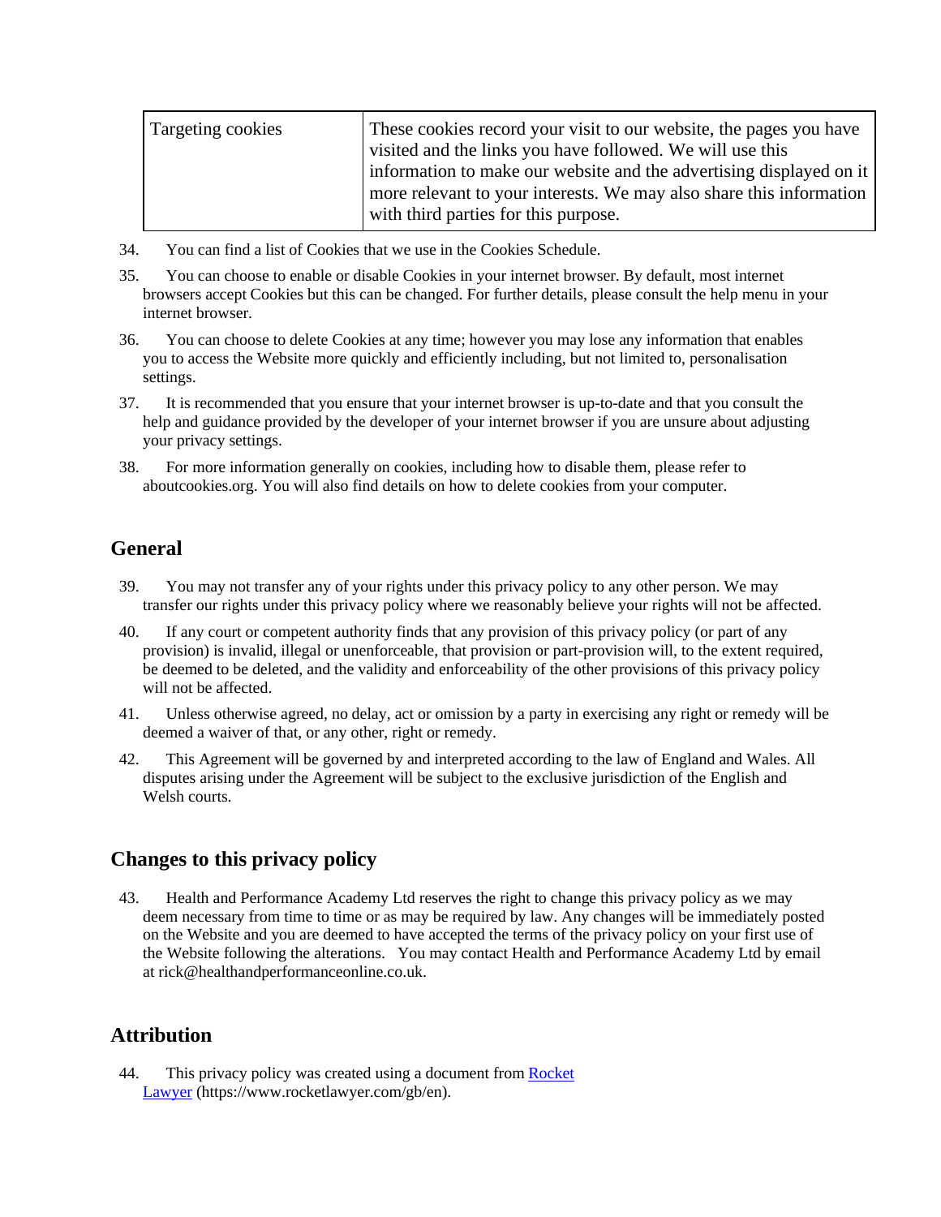| Targeting cookies | These cookies record your visit to our website, the pages you have visited and the links you have followed. We will use this information to make our website and the advertising displayed on it more relevant to your interests. We may also share this information with third parties for this purpose. |
| --- | --- |

34. You can find a list of Cookies that we use in the Cookies Schedule.

35. You can choose to enable or disable Cookies in your internet browser. By default, most internet browsers accept Cookies but this can be changed. For further details, please consult the help menu in your internet browser.

36. You can choose to delete Cookies at any time; however you may lose any information that enables you to access the Website more quickly and efficiently including, but not limited to, personalisation settings.

37. It is recommended that you ensure that your internet browser is up-to-date and that you consult the help and guidance provided by the developer of your internet browser if you are unsure about adjusting your privacy settings.

38. For more information generally on cookies, including how to disable them, please refer to aboutcookies.org. You will also find details on how to delete cookies from your computer.

## General

39. You may not transfer any of your rights under this privacy policy to any other person. We may transfer our rights under this privacy policy where we reasonably believe your rights will not be affected.

40. If any court or competent authority finds that any provision of this privacy policy (or part of any provision) is invalid, illegal or unenforceable, that provision or part-provision will, to the extent required, be deemed to be deleted, and the validity and enforceability of the other provisions of this privacy policy will not be affected.

41. Unless otherwise agreed, no delay, act or omission by a party in exercising any right or remedy will be deemed a waiver of that, or any other, right or remedy.

42. This Agreement will be governed by and interpreted according to the law of England and Wales. All disputes arising under the Agreement will be subject to the exclusive jurisdiction of the English and Welsh courts.

## Changes to this privacy policy

43. Health and Performance Academy Ltd reserves the right to change this privacy policy as we may deem necessary from time to time or as may be required by law. Any changes will be immediately posted on the Website and you are deemed to have accepted the terms of the privacy policy on your first use of the Website following the alterations. You may contact Health and Performance Academy Ltd by email at rick@healthandperformanceonline.co.uk.

## Attribution

44. This privacy policy was created using a document from [Rocket Lawyer](https://www.rocketlawyer.com/gb/en) (https://www.rocketlawyer.com/gb/en).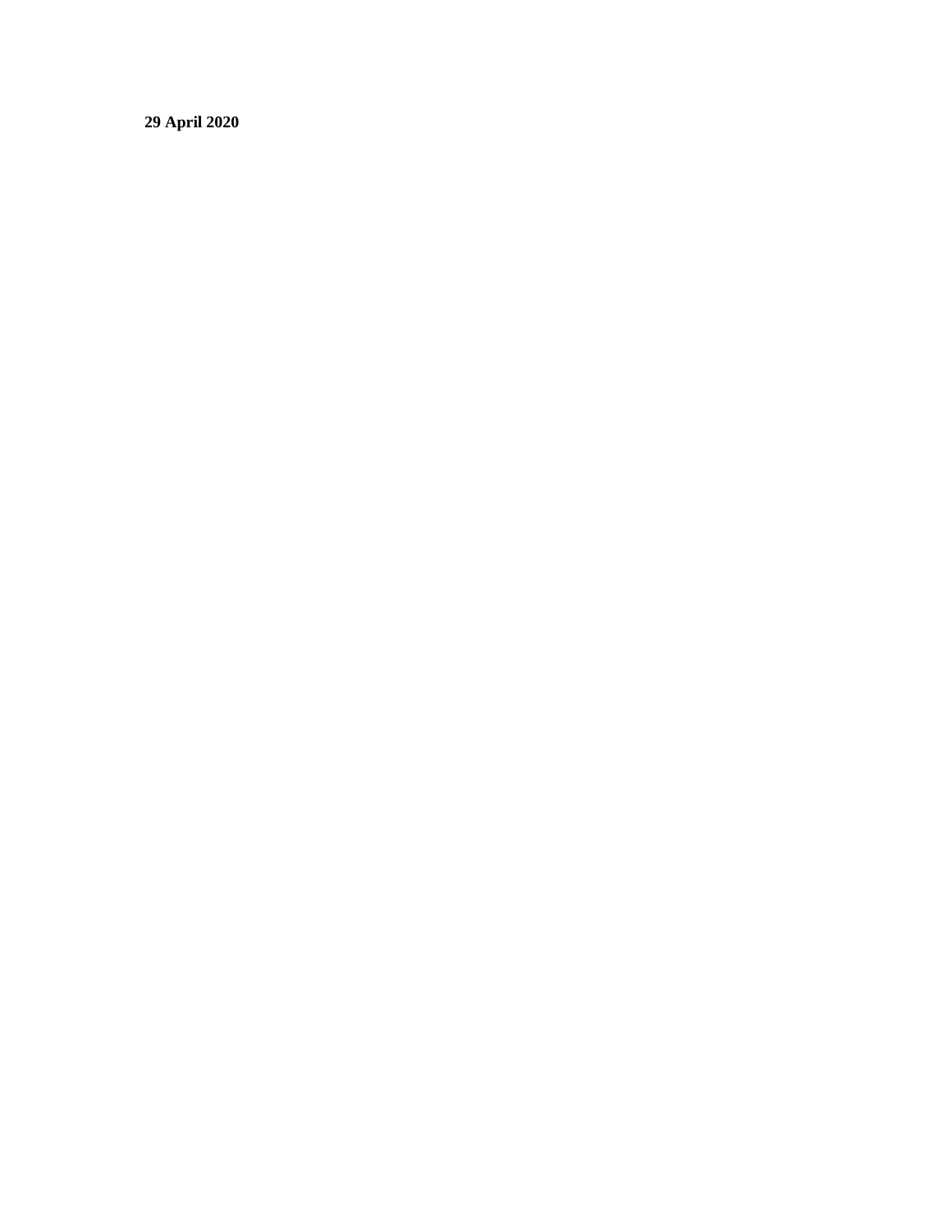**29 April 2020**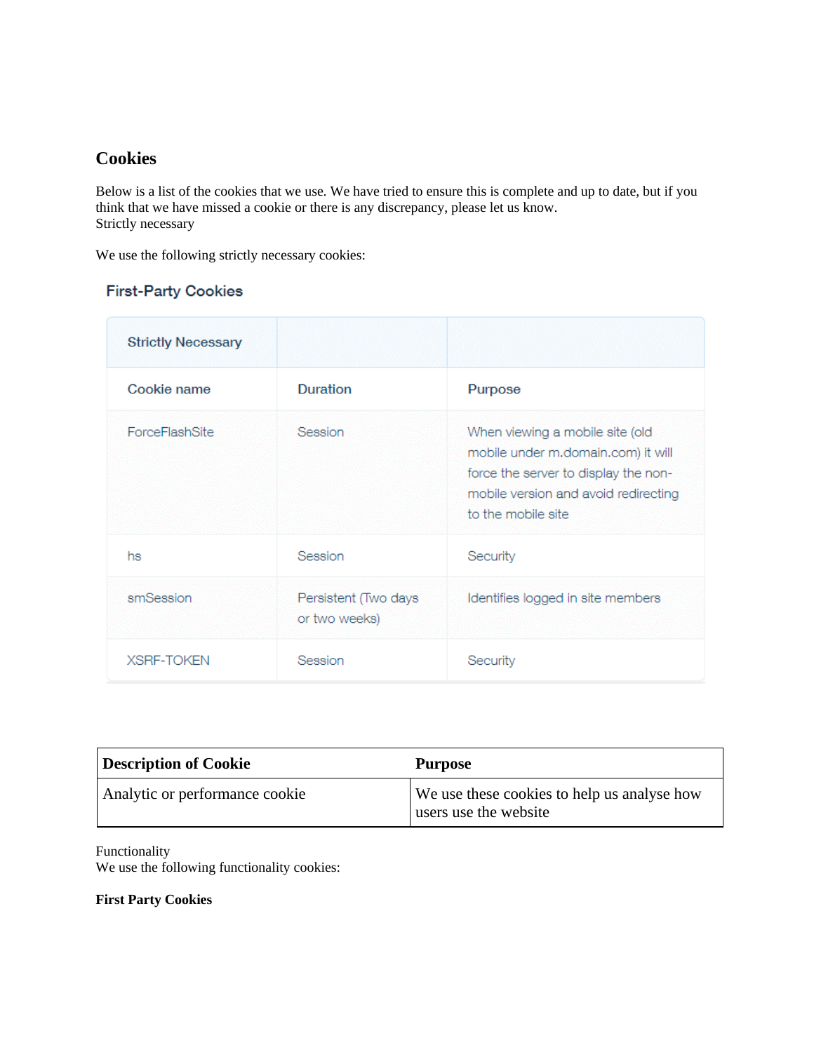## Cookies

Below is a list of the cookies that we use. We have tried to ensure this is complete and up to date, but if you think that we have missed a cookie or there is any discrepancy, please let us know.
Strictly necessary

We use the following strictly necessary cookies:

### First-Party Cookies

| Strictly Necessary | | |
|---|---|---|
| Cookie name | Duration | Purpose |
| ForceFlashSite | Session | When viewing a mobile site (old mobile under m.domain.com) it will force the server to display the non-mobile version and avoid redirecting to the mobile site |
| hs | Session | Security |
| smSession | Persistent (Two days or two weeks) | Identifies logged in site members |
| XSRF-TOKEN | Session | Security |

| Description of Cookie | Purpose |
|---|---|
| Analytic or performance cookie | We use these cookies to help us analyse how users use the website |

Functionality
We use the following functionality cookies:

**First Party Cookies**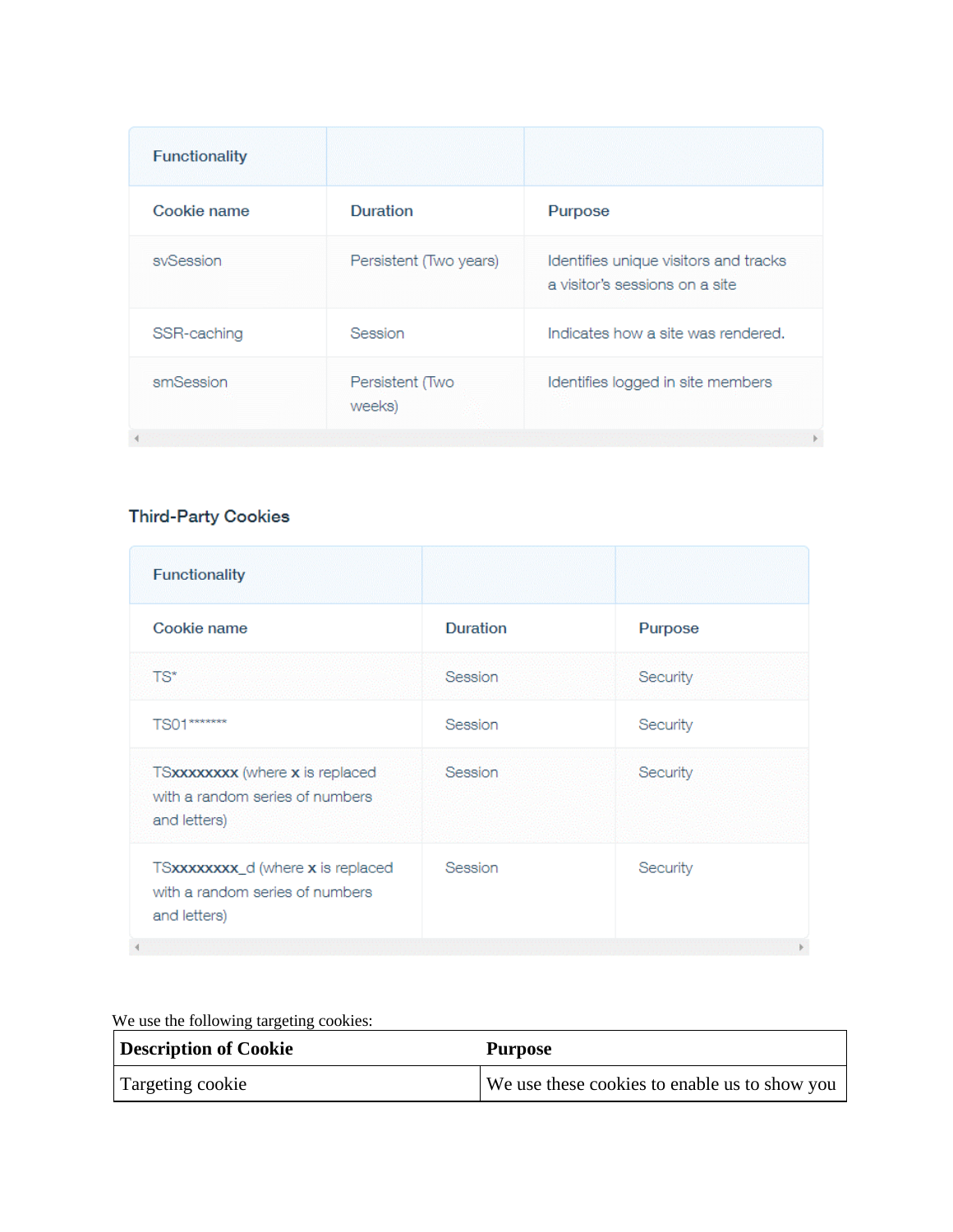| Functionality | | |
|---|---|---|
| Cookie name | Duration | Purpose |
| svSession | Persistent (Two years) | Identifies unique visitors and tracks a visitor's sessions on a site |
| SSR-caching | Session | Indicates how a site was rendered. |
| smSession | Persistent (Two weeks) | Identifies logged in site members |

**Third-Party Cookies**

| Functionality | | |
|---|---|---|
| Cookie name | Duration | Purpose |
| TS* | Session | Security |
| TS01******* | Session | Security |
| TS**xxxxxxxx** (where **x** is replaced with a random series of numbers and letters) | Session | Security |
| TS**xxxxxxxx_d** (where **x** is replaced with a random series of numbers and letters) | Session | Security |

We use the following targeting cookies:

| Description of Cookie | Purpose |
|---|---|
| Targeting cookie | We use these cookies to enable us to show you |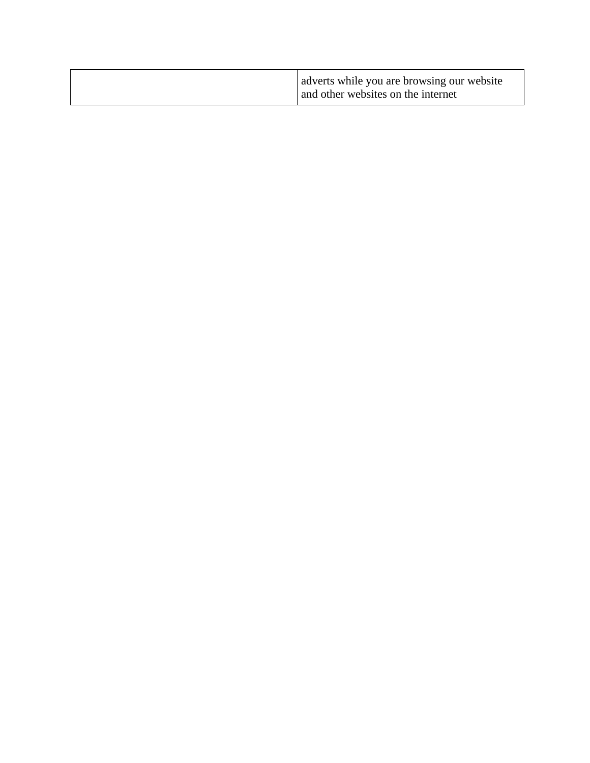| | |
|---|---|
| | adverts while you are browsing our website and other websites on the internet |